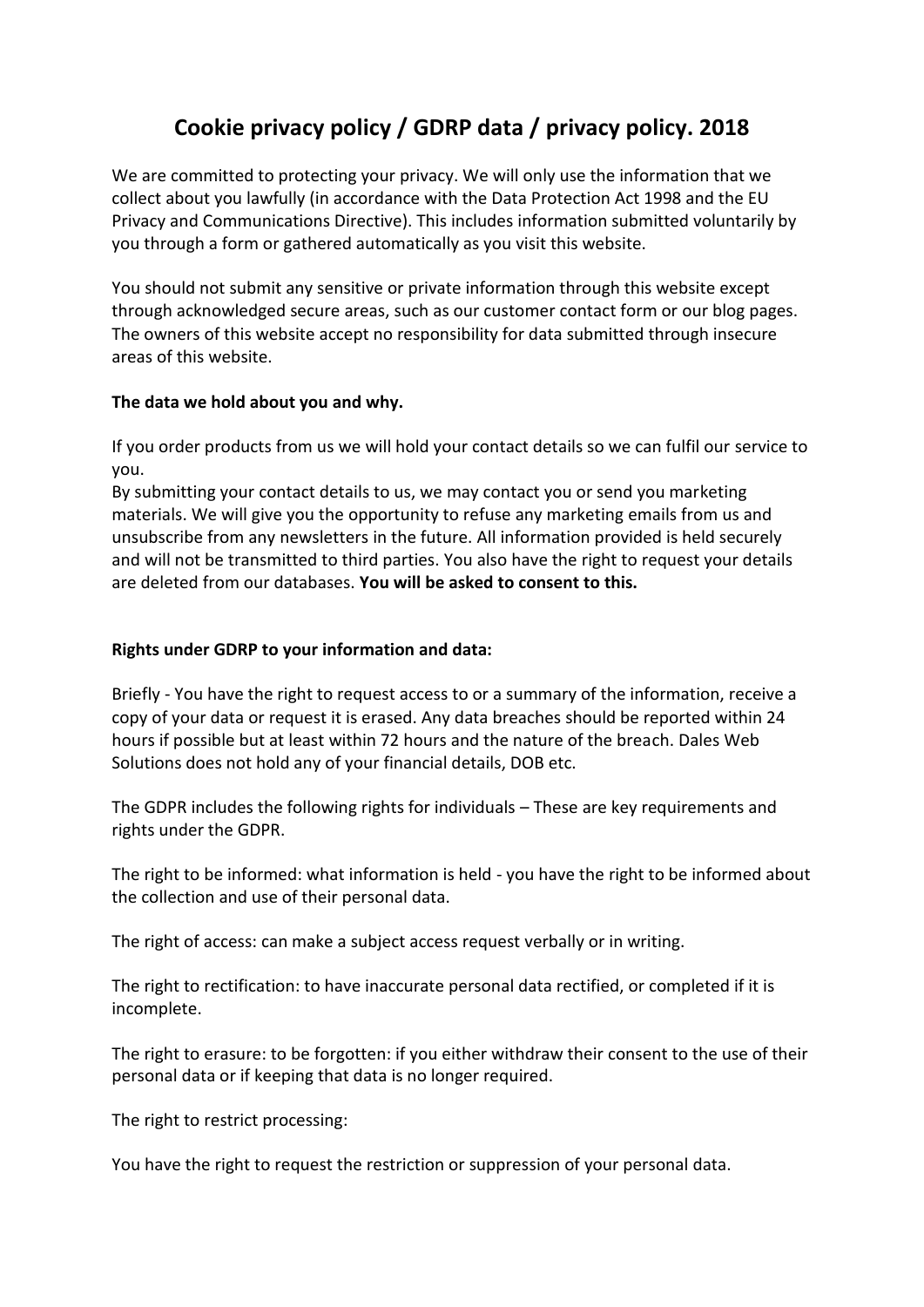# Cookie privacy policy / GDRP data / privacy policy. 2018

We are committed to protecting your privacy. We will only use the information that we collect about you lawfully (in accordance with the Data Protection Act 1998 and the EU Privacy and Communications Directive). This includes information submitted voluntarily by you through a form or gathered automatically as you visit this website.

You should not submit any sensitive or private information through this website except through acknowledged secure areas, such as our customer contact form or our blog pages. The owners of this website accept no responsibility for data submitted through insecure areas of this website.

**The data we hold about you and why.**

If you order products from us we will hold your contact details so we can fulfil our service to you.
By submitting your contact details to us, we may contact you or send you marketing materials. We will give you the opportunity to refuse any marketing emails from us and unsubscribe from any newsletters in the future. All information provided is held securely and will not be transmitted to third parties. You also have the right to request your details are deleted from our databases. **You will be asked to consent to this.**

**Rights under GDRP to your information and data:**

Briefly - You have the right to request access to or a summary of the information, receive a copy of your data or request it is erased. Any data breaches should be reported within 24 hours if possible but at least within 72 hours and the nature of the breach. Dales Web Solutions does not hold any of your financial details, DOB etc.

The GDPR includes the following rights for individuals – These are key requirements and rights under the GDPR.

The right to be informed: what information is held - you have the right to be informed about the collection and use of their personal data.

The right of access: can make a subject access request verbally or in writing.

The right to rectification: to have inaccurate personal data rectified, or completed if it is incomplete.

The right to erasure: to be forgotten: if you either withdraw their consent to the use of their personal data or if keeping that data is no longer required.

The right to restrict processing:

You have the right to request the restriction or suppression of your personal data.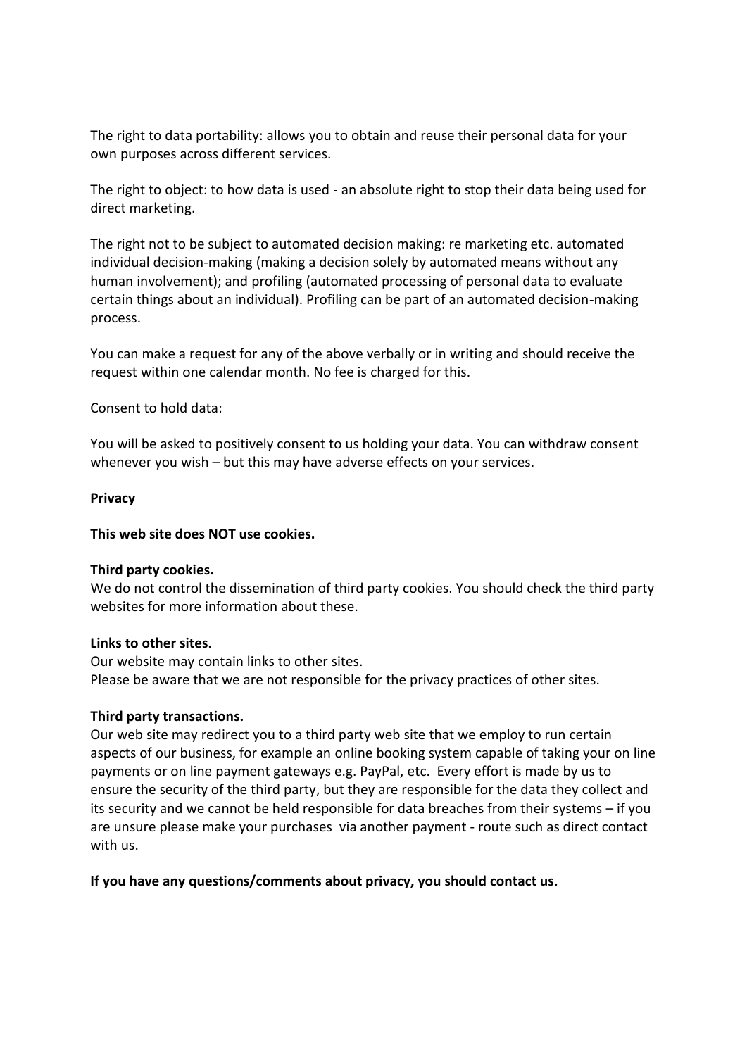The right to data portability: allows you to obtain and reuse their personal data for your own purposes across different services.

The right to object: to how data is used - an absolute right to stop their data being used for direct marketing.

The right not to be subject to automated decision making: re marketing etc. automated individual decision-making (making a decision solely by automated means without any human involvement); and profiling (automated processing of personal data to evaluate certain things about an individual). Profiling can be part of an automated decision-making process.

You can make a request for any of the above verbally or in writing and should receive the request within one calendar month. No fee is charged for this.

Consent to hold data:

You will be asked to positively consent to us holding your data. You can withdraw consent whenever you wish – but this may have adverse effects on your services.

**Privacy**

**This web site does NOT use cookies.**

**Third party cookies.**
We do not control the dissemination of third party cookies. You should check the third party websites for more information about these.

**Links to other sites.**
Our website may contain links to other sites.
Please be aware that we are not responsible for the privacy practices of other sites.

**Third party transactions.**
Our web site may redirect you to a third party web site that we employ to run certain aspects of our business, for example an online booking system capable of taking your on line payments or on line payment gateways e.g. PayPal, etc. Every effort is made by us to ensure the security of the third party, but they are responsible for the data they collect and its security and we cannot be held responsible for data breaches from their systems – if you are unsure please make your purchases via another payment - route such as direct contact with us.

**If you have any questions/comments about privacy, you should contact us.**